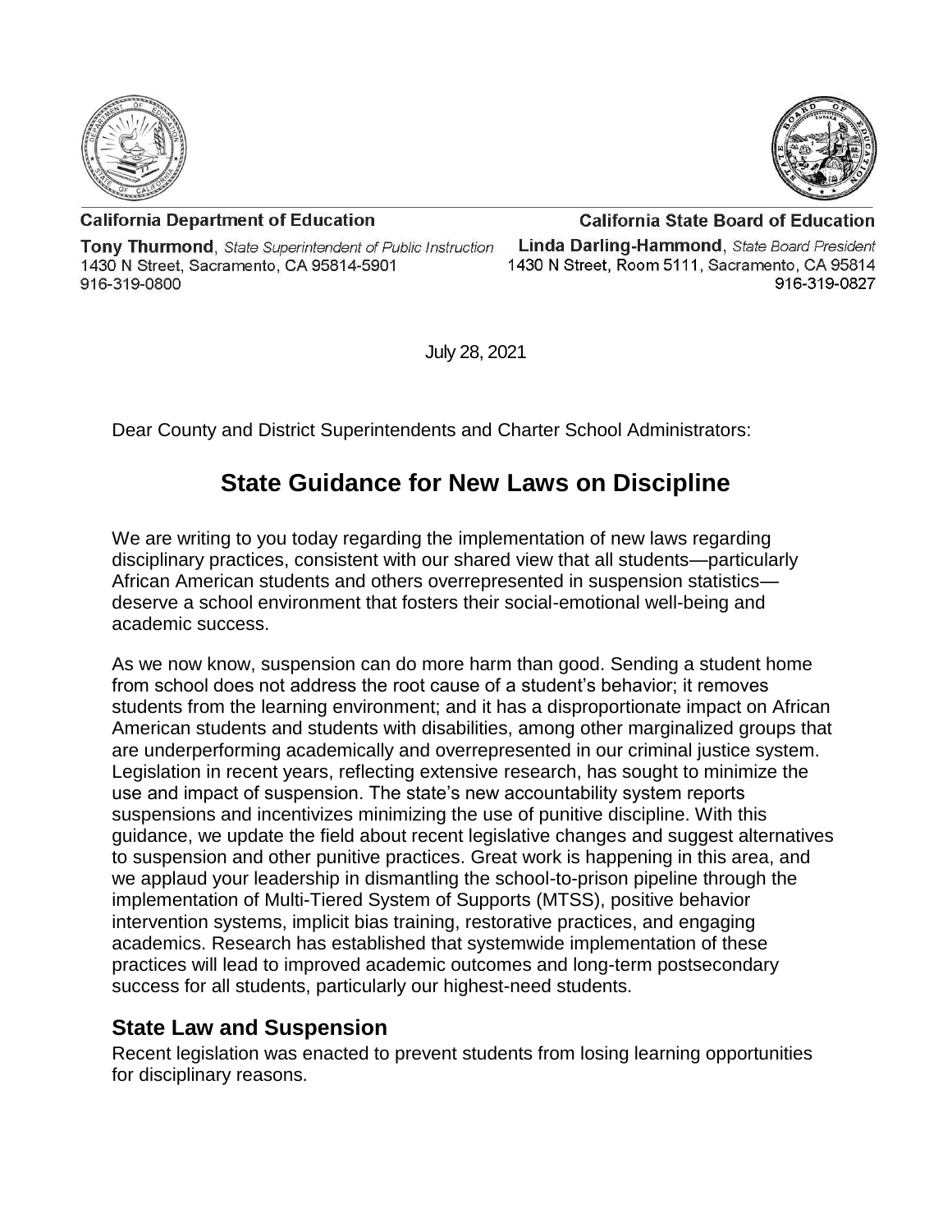**California Department of Education**

**Tony Thurmond**, *State Superintendent of Public Instruction*
1430 N Street, Sacramento, CA 95814-5901
916-319-0800

**California State Board of Education**

**Linda Darling-Hammond**, *State Board President*
1430 N Street, Room 5111, Sacramento, CA 95814
916-319-0827

July 28, 2021

Dear County and District Superintendents and Charter School Administrators:

# State Guidance for New Laws on Discipline

We are writing to you today regarding the implementation of new laws regarding disciplinary practices, consistent with our shared view that all students—particularly African American students and others overrepresented in suspension statistics—deserve a school environment that fosters their social-emotional well-being and academic success.

As we now know, suspension can do more harm than good. Sending a student home from school does not address the root cause of a student's behavior; it removes students from the learning environment; and it has a disproportionate impact on African American students and students with disabilities, among other marginalized groups that are underperforming academically and overrepresented in our criminal justice system. Legislation in recent years, reflecting extensive research, has sought to minimize the use and impact of suspension. The state's new accountability system reports suspensions and incentivizes minimizing the use of punitive discipline. With this guidance, we update the field about recent legislative changes and suggest alternatives to suspension and other punitive practices. Great work is happening in this area, and we applaud your leadership in dismantling the school-to-prison pipeline through the implementation of Multi-Tiered System of Supports (MTSS), positive behavior intervention systems, implicit bias training, restorative practices, and engaging academics. Research has established that systemwide implementation of these practices will lead to improved academic outcomes and long-term postsecondary success for all students, particularly our highest-need students.

## State Law and Suspension

Recent legislation was enacted to prevent students from losing learning opportunities for disciplinary reasons.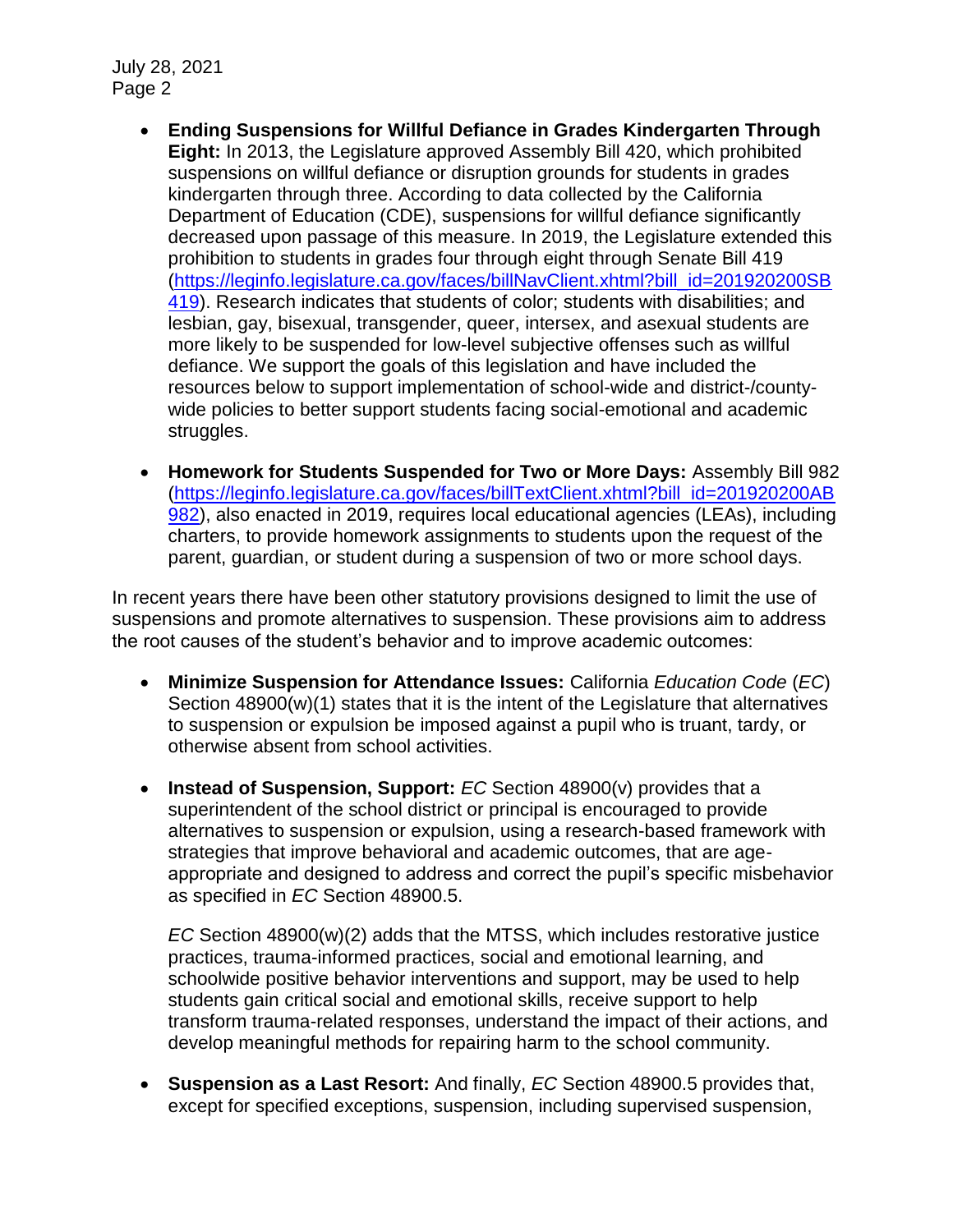- **Ending Suspensions for Willful Defiance in Grades Kindergarten Through Eight:** In 2013, the Legislature approved Assembly Bill 420, which prohibited suspensions on willful defiance or disruption grounds for students in grades kindergarten through three. According to data collected by the California Department of Education (CDE), suspensions for willful defiance significantly decreased upon passage of this measure. In 2019, the Legislature extended this prohibition to students in grades four through eight through Senate Bill 419 (https://leginfo.legislature.ca.gov/faces/billNavClient.xhtml?bill_id=201920200SB419). Research indicates that students of color; students with disabilities; and lesbian, gay, bisexual, transgender, queer, intersex, and asexual students are more likely to be suspended for low-level subjective offenses such as willful defiance. We support the goals of this legislation and have included the resources below to support implementation of school-wide and district-/county-wide policies to better support students facing social-emotional and academic struggles.

- **Homework for Students Suspended for Two or More Days:** Assembly Bill 982 (https://leginfo.legislature.ca.gov/faces/billTextClient.xhtml?bill_id=201920200AB982), also enacted in 2019, requires local educational agencies (LEAs), including charters, to provide homework assignments to students upon the request of the parent, guardian, or student during a suspension of two or more school days.

In recent years there have been other statutory provisions designed to limit the use of suspensions and promote alternatives to suspension. These provisions aim to address the root causes of the student's behavior and to improve academic outcomes:

- **Minimize Suspension for Attendance Issues:** California *Education Code* (*EC*) Section 48900(w)(1) states that it is the intent of the Legislature that alternatives to suspension or expulsion be imposed against a pupil who is truant, tardy, or otherwise absent from school activities.

- **Instead of Suspension, Support:** *EC* Section 48900(v) provides that a superintendent of the school district or principal is encouraged to provide alternatives to suspension or expulsion, using a research-based framework with strategies that improve behavioral and academic outcomes, that are age-appropriate and designed to address and correct the pupil's specific misbehavior as specified in *EC* Section 48900.5.

  *EC* Section 48900(w)(2) adds that the MTSS, which includes restorative justice practices, trauma-informed practices, social and emotional learning, and schoolwide positive behavior interventions and support, may be used to help students gain critical social and emotional skills, receive support to help transform trauma-related responses, understand the impact of their actions, and develop meaningful methods for repairing harm to the school community.

- **Suspension as a Last Resort:** And finally, *EC* Section 48900.5 provides that, except for specified exceptions, suspension, including supervised suspension,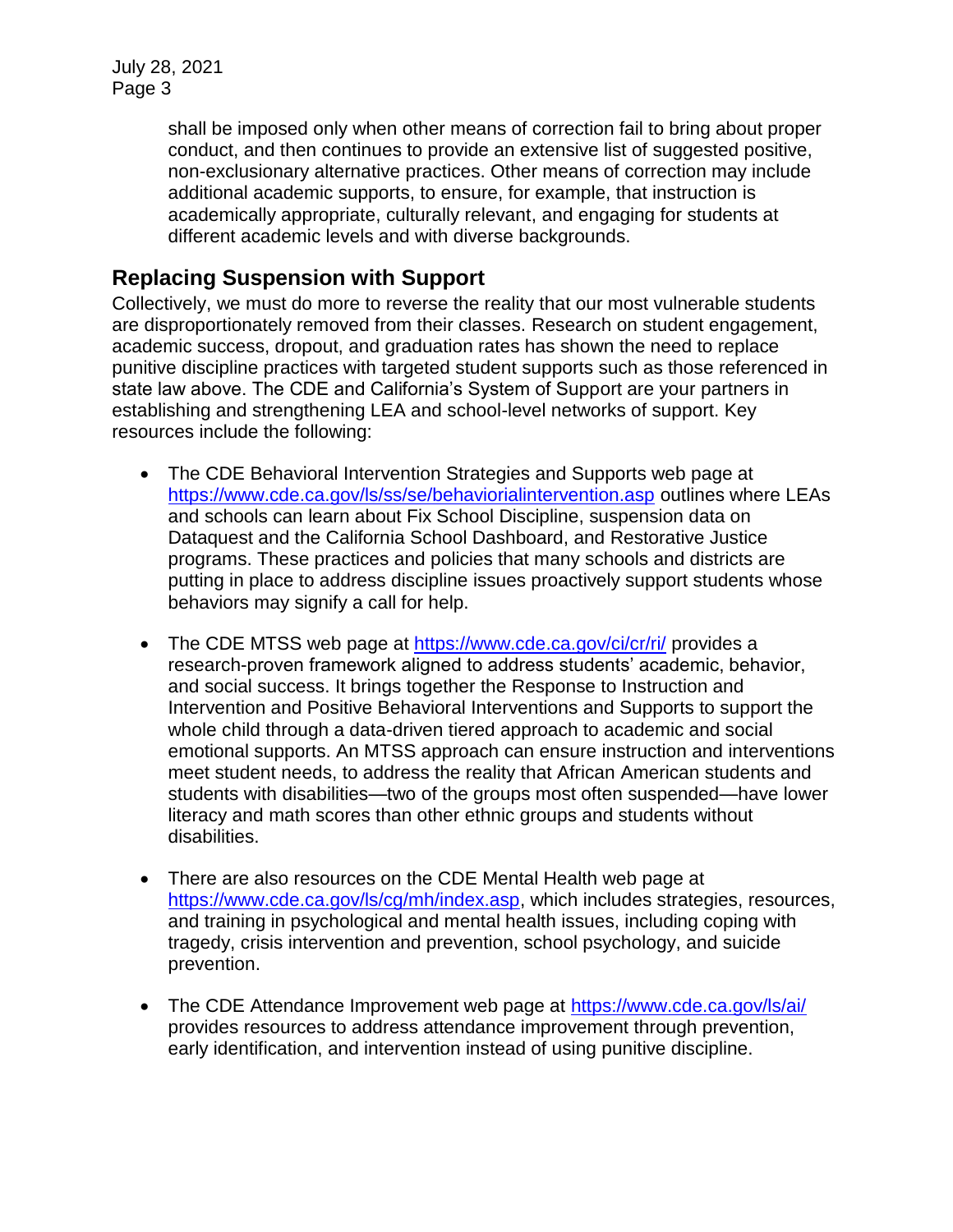shall be imposed only when other means of correction fail to bring about proper conduct, and then continues to provide an extensive list of suggested positive, non-exclusionary alternative practices. Other means of correction may include additional academic supports, to ensure, for example, that instruction is academically appropriate, culturally relevant, and engaging for students at different academic levels and with diverse backgrounds.

## Replacing Suspension with Support

Collectively, we must do more to reverse the reality that our most vulnerable students are disproportionately removed from their classes. Research on student engagement, academic success, dropout, and graduation rates has shown the need to replace punitive discipline practices with targeted student supports such as those referenced in state law above. The CDE and California's System of Support are your partners in establishing and strengthening LEA and school-level networks of support. Key resources include the following:

- The CDE Behavioral Intervention Strategies and Supports web page at https://www.cde.ca.gov/ls/ss/se/behaviorialintervention.asp outlines where LEAs and schools can learn about Fix School Discipline, suspension data on Dataquest and the California School Dashboard, and Restorative Justice programs. These practices and policies that many schools and districts are putting in place to address discipline issues proactively support students whose behaviors may signify a call for help.

- The CDE MTSS web page at https://www.cde.ca.gov/ci/cr/ri/ provides a research-proven framework aligned to address students' academic, behavior, and social success. It brings together the Response to Instruction and Intervention and Positive Behavioral Interventions and Supports to support the whole child through a data-driven tiered approach to academic and social emotional supports. An MTSS approach can ensure instruction and interventions meet student needs, to address the reality that African American students and students with disabilities—two of the groups most often suspended—have lower literacy and math scores than other ethnic groups and students without disabilities.

- There are also resources on the CDE Mental Health web page at https://www.cde.ca.gov/ls/cg/mh/index.asp, which includes strategies, resources, and training in psychological and mental health issues, including coping with tragedy, crisis intervention and prevention, school psychology, and suicide prevention.

- The CDE Attendance Improvement web page at https://www.cde.ca.gov/ls/ai/ provides resources to address attendance improvement through prevention, early identification, and intervention instead of using punitive discipline.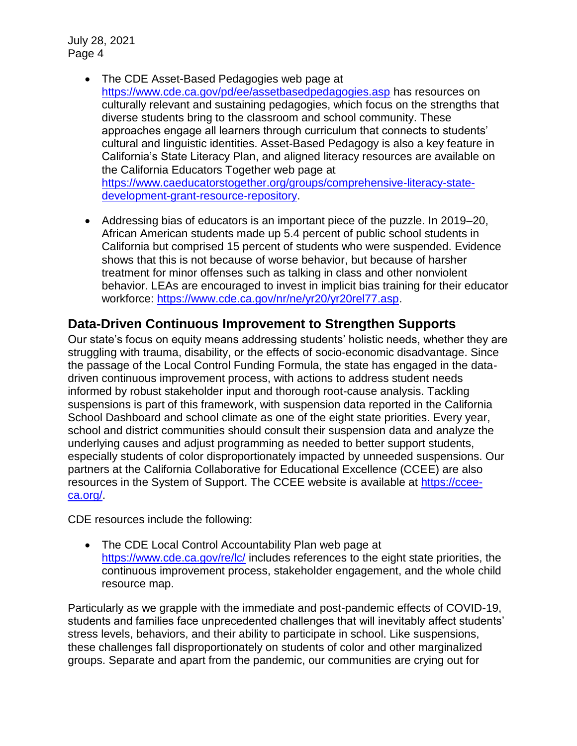- The CDE Asset-Based Pedagogies web page at https://www.cde.ca.gov/pd/ee/assetbasedpedagogies.asp has resources on culturally relevant and sustaining pedagogies, which focus on the strengths that diverse students bring to the classroom and school community. These approaches engage all learners through curriculum that connects to students' cultural and linguistic identities. Asset-Based Pedagogy is also a key feature in California's State Literacy Plan, and aligned literacy resources are available on the California Educators Together web page at https://www.caeducatorstogether.org/groups/comprehensive-literacy-state-development-grant-resource-repository.
- Addressing bias of educators is an important piece of the puzzle. In 2019–20, African American students made up 5.4 percent of public school students in California but comprised 15 percent of students who were suspended. Evidence shows that this is not because of worse behavior, but because of harsher treatment for minor offenses such as talking in class and other nonviolent behavior. LEAs are encouraged to invest in implicit bias training for their educator workforce: https://www.cde.ca.gov/nr/ne/yr20/yr20rel77.asp.

## Data-Driven Continuous Improvement to Strengthen Supports

Our state's focus on equity means addressing students' holistic needs, whether they are struggling with trauma, disability, or the effects of socio-economic disadvantage. Since the passage of the Local Control Funding Formula, the state has engaged in the data-driven continuous improvement process, with actions to address student needs informed by robust stakeholder input and thorough root-cause analysis. Tackling suspensions is part of this framework, with suspension data reported in the California School Dashboard and school climate as one of the eight state priorities. Every year, school and district communities should consult their suspension data and analyze the underlying causes and adjust programming as needed to better support students, especially students of color disproportionately impacted by unneeded suspensions. Our partners at the California Collaborative for Educational Excellence (CCEE) are also resources in the System of Support. The CCEE website is available at https://ccee-ca.org/.

CDE resources include the following:

- The CDE Local Control Accountability Plan web page at https://www.cde.ca.gov/re/lc/ includes references to the eight state priorities, the continuous improvement process, stakeholder engagement, and the whole child resource map.

Particularly as we grapple with the immediate and post-pandemic effects of COVID-19, students and families face unprecedented challenges that will inevitably affect students' stress levels, behaviors, and their ability to participate in school. Like suspensions, these challenges fall disproportionately on students of color and other marginalized groups. Separate and apart from the pandemic, our communities are crying out for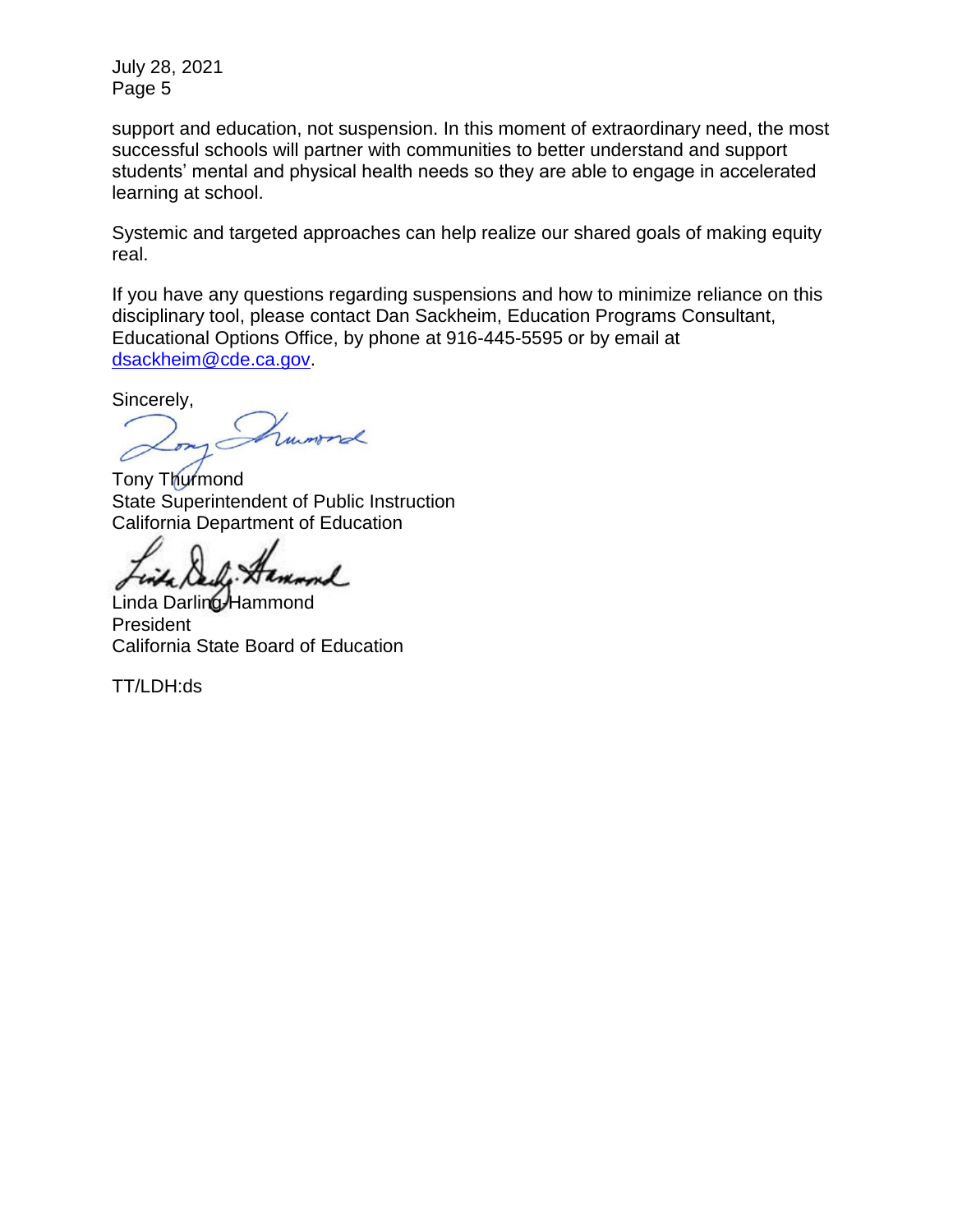support and education, not suspension. In this moment of extraordinary need, the most successful schools will partner with communities to better understand and support students' mental and physical health needs so they are able to engage in accelerated learning at school.

Systemic and targeted approaches can help realize our shared goals of making equity real.

If you have any questions regarding suspensions and how to minimize reliance on this disciplinary tool, please contact Dan Sackheim, Education Programs Consultant, Educational Options Office, by phone at 916-445-5595 or by email at [dsackheim@cde.ca.gov](mailto:dsackheim@cde.ca.gov).

Sincerely,

Tony Thurmond
State Superintendent of Public Instruction
California Department of Education

Linda Darling-Hammond
President
California State Board of Education

TT/LDH:ds